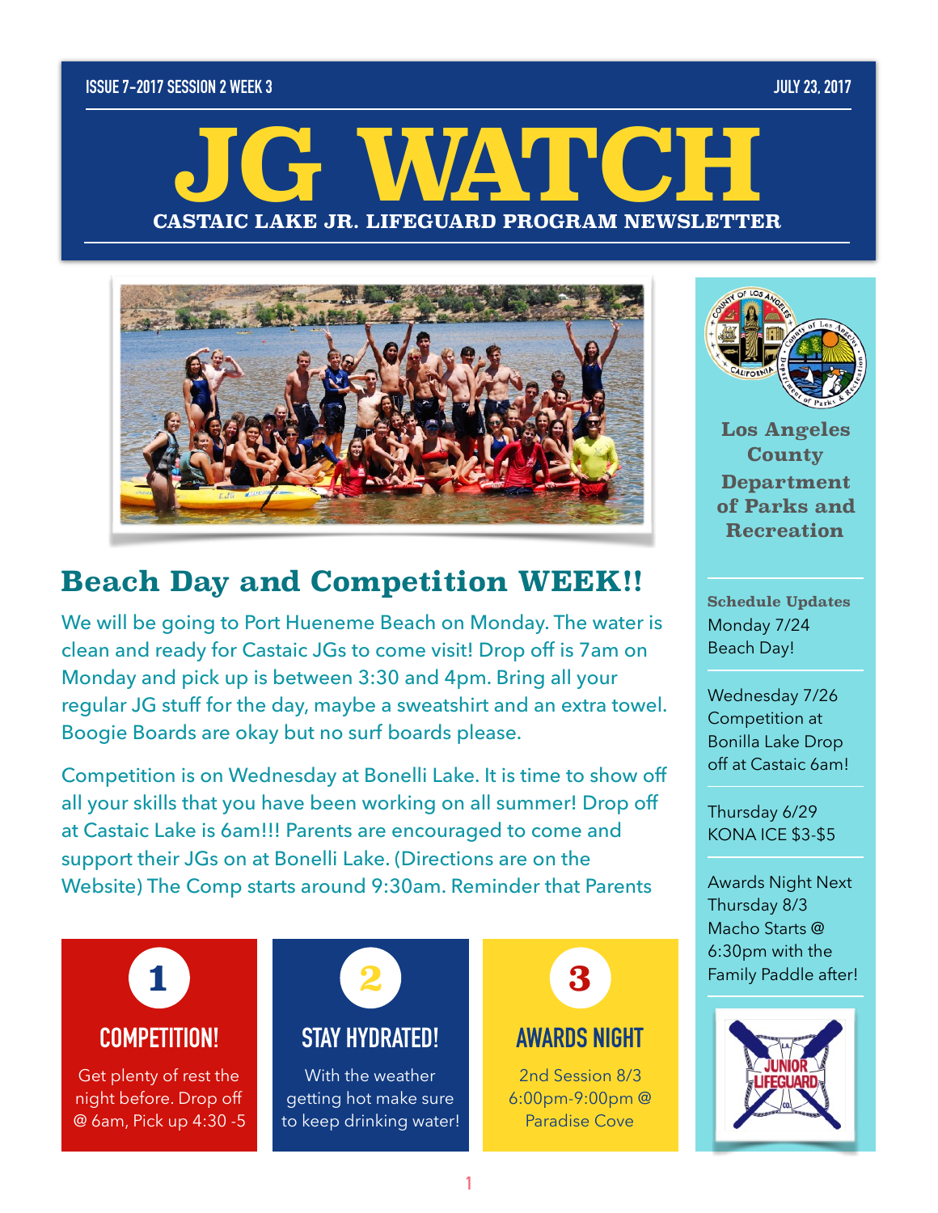ISSUE 7-2017 SESSION 2 WEEK 3 — JULY 23, 2017

# JG WATCH

**CASTAIC LAKE JR. LIFEGUARD PROGRAM NEWSLETTER**

## Beach Day and Competition WEEK!!

We will be going to Port Hueneme Beach on Monday. The water is clean and ready for Castaic JGs to come visit! Drop off is 7am on Monday and pick up is between 3:30 and 4pm. Bring all your regular JG stuff for the day, maybe a sweatshirt and an extra towel. Boogie Boards are okay but no surf boards please.

Competition is on Wednesday at Bonelli Lake. It is time to show off all your skills that you have been working on all summer! Drop off at Castaic Lake is 6am!!! Parents are encouraged to come and support their JGs on at Bonelli Lake. (Directions are on the Website) The Comp starts around 9:30am. Reminder that Parents

### 1 COMPETITION!

Get plenty of rest the night before. Drop off @ 6am, Pick up 4:30 -5

### 2 STAY HYDRATED!

With the weather getting hot make sure to keep drinking water!

### 3 AWARDS NIGHT

2nd Session 8/3 6:00pm-9:00pm @ Paradise Cove

---

**Los Angeles County Department of Parks and Recreation**

**Schedule Updates**

Monday 7/24 Beach Day!

Wednesday 7/26 Competition at Bonilla Lake Drop off at Castaic 6am!

Thursday 6/29 KONA ICE $3-$5

Awards Night Next Thursday 8/3 Macho Starts @ 6:30pm with the Family Paddle after!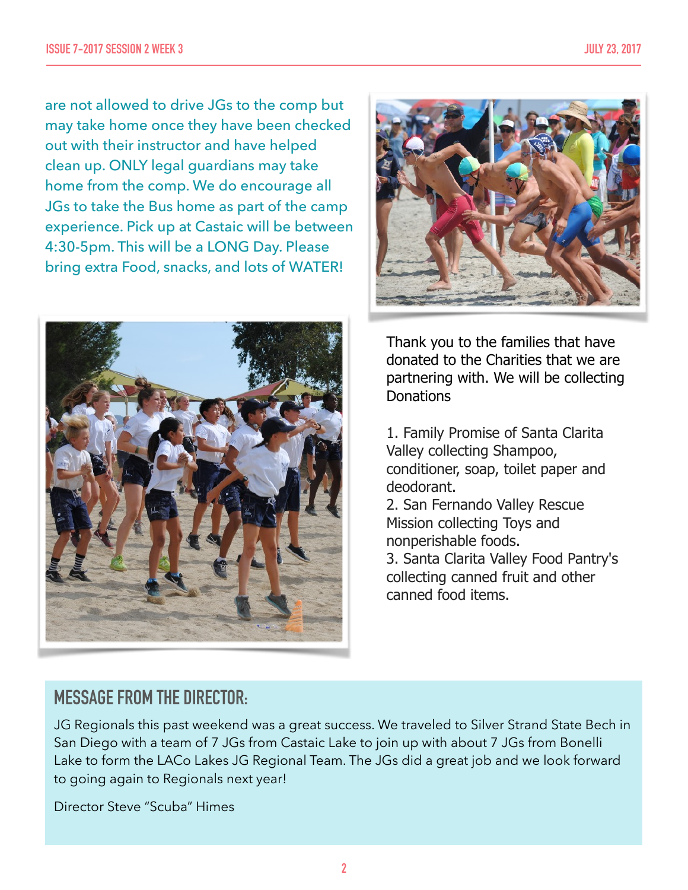are not allowed to drive JGs to the comp but may take home once they have been checked out with their instructor and have helped clean up. ONLY legal guardians may take home from the comp. We do encourage all JGs to take the Bus home as part of the camp experience. Pick up at Castaic will be between 4:30-5pm. This will be a LONG Day. Please bring extra Food, snacks, and lots of WATER!

Thank you to the families that have donated to the Charities that we are partnering with. We will be collecting Donations

1. Family Promise of Santa Clarita Valley collecting Shampoo, conditioner, soap, toilet paper and deodorant.
2. San Fernando Valley Rescue Mission collecting Toys and nonperishable foods.
3. Santa Clarita Valley Food Pantry's collecting canned fruit and other canned food items.

## MESSAGE FROM THE DIRECTOR:

JG Regionals this past weekend was a great success. We traveled to Silver Strand State Bech in San Diego with a team of 7 JGs from Castaic Lake to join up with about 7 JGs from Bonelli Lake to form the LACo Lakes JG Regional Team. The JGs did a great job and we look forward to going again to Regionals next year!

Director Steve "Scuba" Himes